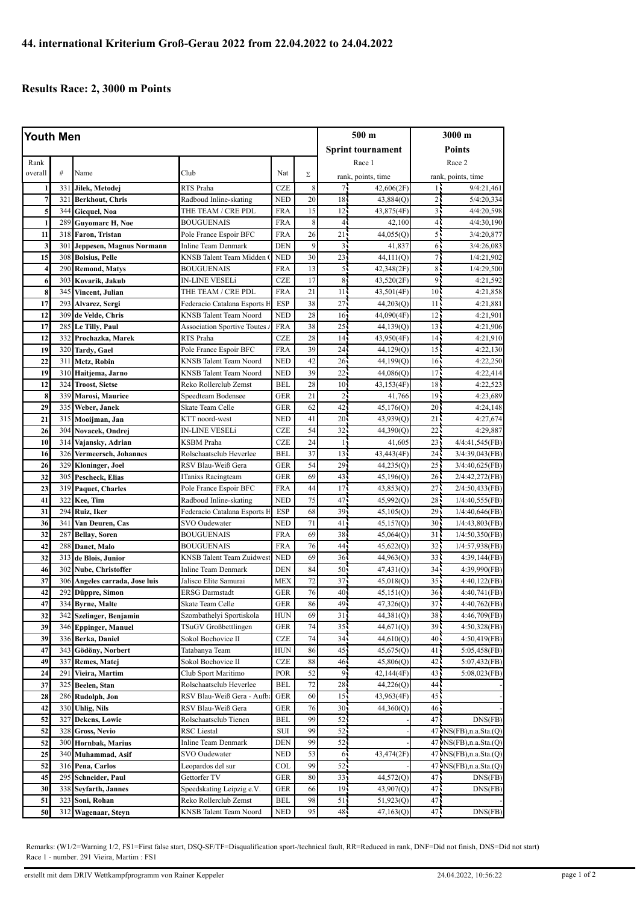## 44. international Kriterium Groß-Gerau 2022 from 22.04.2022 to 24.04.2022

### Results Race: 2, 3000 m Points

| Youth Men | | | | | | 500 m Sprint tournament | | 3000 m Points | |
|---|---|---|---|---|---|---|---|---|---|
| Rank overall | # | Name | Club | Nat | Σ | Race 1 rank, points, time | | Race 2 rank, points, time | |
| 1 | 331 | Jilek, Metodej | RTS Praha | CZE | 8 | 7 | 42,606(2F) | 1 | 9/4:21,461 |
| 7 | 321 | Berkhout, Chris | Radboud Inline-skating | NED | 20 | 18 | 43,884(Q) | 2 | 5/4:20,334 |
| 5 | 344 | Gicquel, Noa | THE TEAM / CRE PDL | FRA | 15 | 12 | 43,875(4F) | 3 | 4/4:20,598 |
| 1 | 289 | Guyomarc H, Noe | BOUGUENAIS | FRA | 8 | 4 | 42,100 | 4 | 4/4:30,190 |
| 11 | 318 | Faron, Tristan | Pole France Espoir BFC | FRA | 26 | 21 | 44,055(Q) | 5 | 3/4:20,877 |
| 3 | 301 | Jeppesen, Magnus Normann | Inline Team Denmark | DEN | 9 | 3 | 41,837 | 6 | 3/4:26,083 |
| 15 | 308 | Bolsius, Pelle | KNSB Talent Team Midden ( | NED | 30 | 23 | 44,111(Q) | 7 | 1/4:21,902 |
| 4 | 290 | Remond, Matys | BOUGUENAIS | FRA | 13 | 5 | 42,348(2F) | 8 | 1/4:29,500 |
| 6 | 303 | Kovarik, Jakub | IN-LINE VESELi | CZE | 17 | 8 | 43,520(2F) | 9 | 4:21,592 |
| 8 | 345 | Vincent, Julian | THE TEAM / CRE PDL | FRA | 21 | 11 | 43,501(4F) | 10 | 4:21,858 |
| 17 | 293 | Alvarez, Sergi | Federacio Catalana Esports H | ESP | 38 | 27 | 44,203(Q) | 11 | 4:21,881 |
| 12 | 309 | de Velde, Chris | KNSB Talent Team Noord | NED | 28 | 16 | 44,090(4F) | 12 | 4:21,901 |
| 17 | 285 | Le Tilly, Paul | Association Sportive Toutes / | FRA | 38 | 25 | 44,139(Q) | 13 | 4:21,906 |
| 12 | 332 | Prochazka, Marek | RTS Praha | CZE | 28 | 14 | 43,950(4F) | 14 | 4:21,910 |
| 19 | 320 | Tardy, Gael | Pole France Espoir BFC | FRA | 39 | 24 | 44,129(Q) | 15 | 4:22,130 |
| 22 | 311 | Metz, Robin | KNSB Talent Team Noord | NED | 42 | 26 | 44,199(Q) | 16 | 4:22,250 |
| 19 | 310 | Haitjema, Jarno | KNSB Talent Team Noord | NED | 39 | 22 | 44,086(Q) | 17 | 4:22,414 |
| 12 | 324 | Troost, Sietse | Reko Rollerclub Zemst | BEL | 28 | 10 | 43,153(4F) | 18 | 4:22,523 |
| 8 | 339 | Marosi, Maurice | Speedteam Bodensee | GER | 21 | 2 | 41,766 | 19 | 4:23,689 |
| 29 | 335 | Weber, Janek | Skate Team Celle | GER | 62 | 42 | 45,176(Q) | 20 | 4:24,148 |
| 21 | 315 | Mooijman, Jan | KTT noord-west | NED | 41 | 20 | 43,939(Q) | 21 | 4:27,674 |
| 26 | 304 | Novacek, Ondrej | IN-LINE VESELi | CZE | 54 | 32 | 44,390(Q) | 22 | 4:29,887 |
| 10 | 314 | Vajansky, Adrian | KSBM Praha | CZE | 24 | 1 | 41,605 | 23 | 4/4:41,545(FB) |
| 16 | 326 | Vermeersch, Johannes | Rolschaatsclub Heverlee | BEL | 37 | 13 | 43,443(4F) | 24 | 3/4:39,043(FB) |
| 26 | 329 | Kloninger, Joel | RSV Blau-Weiß Gera | GER | 54 | 29 | 44,235(Q) | 25 | 3/4:40,625(FB) |
| 32 | 305 | Pescheck, Elias | ITanixs Racingteam | GER | 69 | 43 | 45,196(Q) | 26 | 2/4:42,272(FB) |
| 23 | 319 | Paquet, Charles | Pole France Espoir BFC | FRA | 44 | 17 | 43,853(Q) | 27 | 2/4:50,433(FB) |
| 41 | 322 | Kee, Tim | Radboud Inline-skating | NED | 75 | 47 | 45,992(Q) | 28 | 1/4:40,555(FB) |
| 31 | 294 | Ruiz, Iker | Federacio Catalana Esports H | ESP | 68 | 39 | 45,105(Q) | 29 | 1/4:40,646(FB) |
| 36 | 341 | Van Deuren, Cas | SVO Oudewater | NED | 71 | 41 | 45,157(Q) | 30 | 1/4:43,803(FB) |
| 32 | 287 | Bellay, Soren | BOUGUENAIS | FRA | 69 | 38 | 45,064(Q) | 31 | 1/4:50,350(FB) |
| 42 | 288 | Danet, Malo | BOUGUENAIS | FRA | 76 | 44 | 45,622(Q) | 32 | 1/4:57,938(FB) |
| 32 | 313 | de Blois, Junior | KNSB Talent Team Zuidwest | NED | 69 | 36 | 44,963(Q) | 33 | 4:39,144(FB) |
| 46 | 302 | Nube, Christoffer | Inline Team Denmark | DEN | 84 | 50 | 47,431(Q) | 34 | 4:39,990(FB) |
| 37 | 306 | Angeles carrada, Jose luis | Jalisco Elite Samurai | MEX | 72 | 37 | 45,018(Q) | 35 | 4:40,122(FB) |
| 42 | 292 | Düppre, Simon | ERSG Darmstadt | GER | 76 | 40 | 45,151(Q) | 36 | 4:40,741(FB) |
| 47 | 334 | Byrne, Malte | Skate Team Celle | GER | 86 | 49 | 47,326(Q) | 37 | 4:40,762(FB) |
| 32 | 342 | Szelinger, Benjamin | Szombathelyi Sportiskola | HUN | 69 | 31 | 44,381(Q) | 38 | 4:46,709(FB) |
| 39 | 346 | Eppinger, Manuel | TSuGV Großbettlingen | GER | 74 | 35 | 44,671(Q) | 39 | 4:50,328(FB) |
| 39 | 336 | Berka, Daniel | Sokol Bochovice II | CZE | 74 | 34 | 44,610(Q) | 40 | 4:50,419(FB) |
| 47 | 343 | Gödöny, Norbert | Tatabanya Team | HUN | 86 | 45 | 45,675(Q) | 41 | 5:05,458(FB) |
| 49 | 337 | Remes, Matej | Sokol Bochovice II | CZE | 88 | 46 | 45,806(Q) | 42 | 5:07,432(FB) |
| 24 | 291 | Vieira, Martim | Club Sport Maritimo | POR | 52 | 9 | 42,144(4F) | 43 | 5:08,023(FB) |
| 37 | 325 | Beelen, Stan | Rolschaatsclub Heverlee | BEL | 72 | 28 | 44,226(Q) | 44 | - |
| 28 | 286 | Rudolph, Jon | RSV Blau-Weiß Gera - Aufba | GER | 60 | 15 | 43,963(4F) | 45 | - |
| 42 | 330 | Uhlig, Nils | RSV Blau-Weiß Gera | GER | 76 | 30 | 44,360(Q) | 46 | - |
| 52 | 327 | Dekens, Lowie | Rolschaatsclub Tienen | BEL | 99 | 52 | - | 47 | DNS(FB) |
| 52 | 328 | Gross, Nevio | RSC Liestal | SUI | 99 | 52 | - | 47 | DNS(FB),n.a.Sta.(Q) |
| 52 | 300 | Hornbak, Marius | Inline Team Denmark | DEN | 99 | 52 | - | 47 | DNS(FB),n.a.Sta.(Q) |
| 25 | 340 | Muhammad, Asif | SVO Oudewater | NED | 53 | 6 | 43,474(2F) | 47 | DNS(FB),n.a.Sta.(Q) |
| 52 | 316 | Pena, Carlos | Leopardos del sur | COL | 99 | 52 | - | 47 | DNS(FB),n.a.Sta.(Q) |
| 45 | 295 | Schneider, Paul | Gettorfer TV | GER | 80 | 33 | 44,572(Q) | 47 | DNS(FB) |
| 30 | 338 | Seyfarth, Jannes | Speedskating Leipzig e.V. | GER | 66 | 19 | 43,907(Q) | 47 | DNS(FB) |
| 51 | 323 | Soni, Rohan | Reko Rollerclub Zemst | BEL | 98 | 51 | 51,923(Q) | 47 | - |
| 50 | 312 | Wagenaar, Steyn | KNSB Talent Team Noord | NED | 95 | 48 | 47,163(Q) | 47 | DNS(FB) |

Remarks: (W1/2=Warning 1/2, FS1=First false start, DSQ-SF/TF=Disqualification sport-/technical fault, RR=Reduced in rank, DNF=Did not finish, DNS=Did not start)
Race 1 - number. 291 Vieira, Martim : FS1

erstellt mit dem DRIV Wettkampfprogramm von Rainer Keppeler 24.04.2022, 10:56:22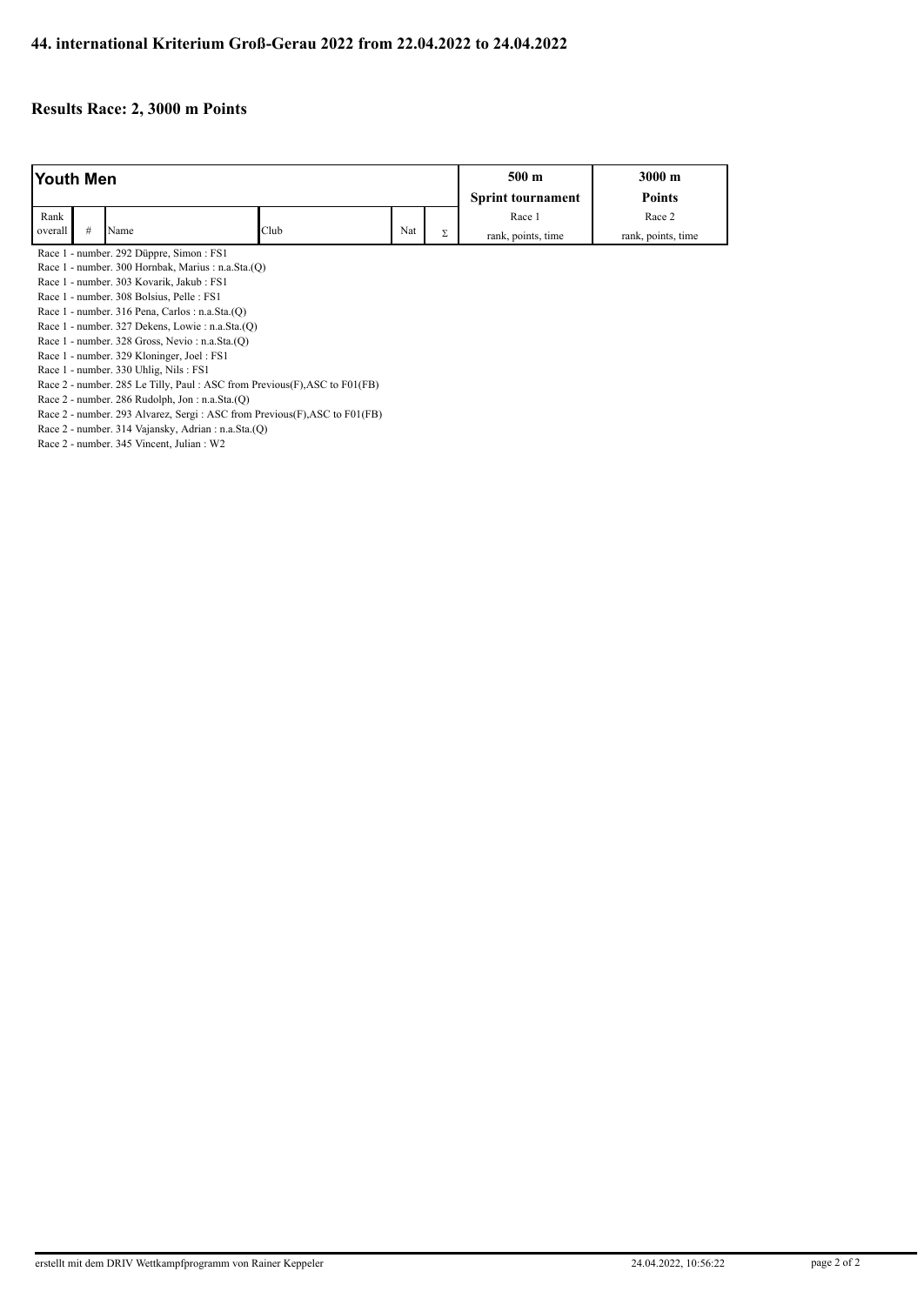## 44. international Kriterium Groß-Gerau 2022 from 22.04.2022 to 24.04.2022

### Results Race: 2, 3000 m Points

| Youth Men | | | | | | 500 m Sprint tournament | 3000 m Points |
|---|---|---|---|---|---|---|---|
| Rank overall | # | Name | Club | Nat | Σ | Race 1 rank, points, time | Race 2 rank, points, time |

Race 1 - number. 292 Düppre, Simon : FS1
Race 1 - number. 300 Hornbak, Marius : n.a.Sta.(Q)
Race 1 - number. 303 Kovarik, Jakub : FS1
Race 1 - number. 308 Bolsius, Pelle : FS1
Race 1 - number. 316 Pena, Carlos : n.a.Sta.(Q)
Race 1 - number. 327 Dekens, Lowie : n.a.Sta.(Q)
Race 1 - number. 328 Gross, Nevio : n.a.Sta.(Q)
Race 1 - number. 329 Kloninger, Joel : FS1
Race 1 - number. 330 Uhlig, Nils : FS1
Race 2 - number. 285 Le Tilly, Paul : ASC from Previous(F),ASC to F01(FB)
Race 2 - number. 286 Rudolph, Jon : n.a.Sta.(Q)
Race 2 - number. 293 Alvarez, Sergi : ASC from Previous(F),ASC to F01(FB)
Race 2 - number. 314 Vajansky, Adrian : n.a.Sta.(Q)
Race 2 - number. 345 Vincent, Julian : W2

erstellt mit dem DRIV Wettkampfprogramm von Rainer Keppeler — 24.04.2022, 10:56:22